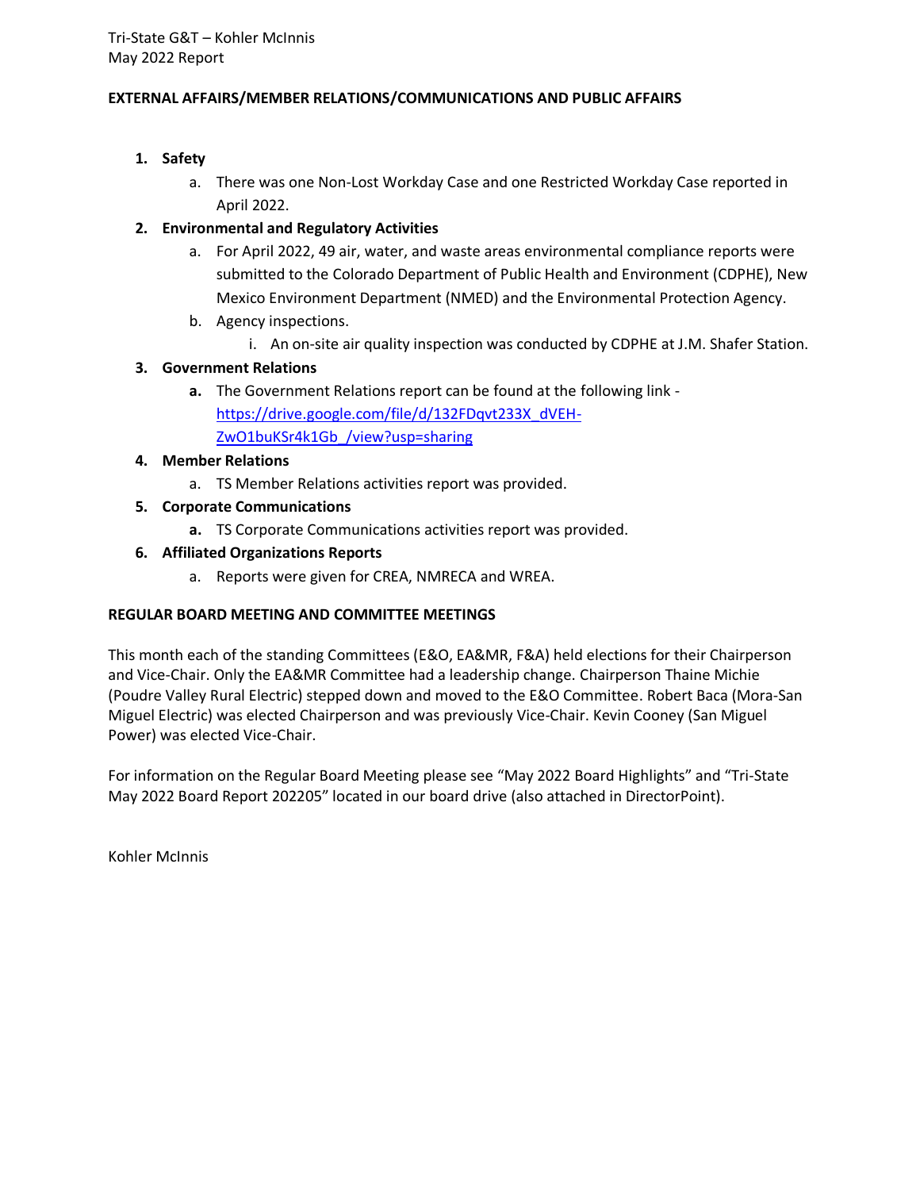Tri-State G&T – Kohler McInnis
May 2022 Report

**EXTERNAL AFFAIRS/MEMBER RELATIONS/COMMUNICATIONS AND PUBLIC AFFAIRS**

1. **Safety**
   a. There was one Non-Lost Workday Case and one Restricted Workday Case reported in April 2022.
2. **Environmental and Regulatory Activities**
   a. For April 2022, 49 air, water, and waste areas environmental compliance reports were submitted to the Colorado Department of Public Health and Environment (CDPHE), New Mexico Environment Department (NMED) and the Environmental Protection Agency.
   b. Agency inspections.
      i. An on-site air quality inspection was conducted by CDPHE at J.M. Shafer Station.
3. **Government Relations**
   **a.** The Government Relations report can be found at the following link - [https://drive.google.com/file/d/132FDqvt233X_dVEH-ZwO1buKSr4k1Gb_/view?usp=sharing](https://drive.google.com/file/d/132FDqvt233X_dVEH-ZwO1buKSr4k1Gb_/view?usp=sharing)
4. **Member Relations**
   a. TS Member Relations activities report was provided.
5. **Corporate Communications**
   **a.** TS Corporate Communications activities report was provided.
6. **Affiliated Organizations Reports**
   a. Reports were given for CREA, NMRECA and WREA.

**REGULAR BOARD MEETING AND COMMITTEE MEETINGS**

This month each of the standing Committees (E&O, EA&MR, F&A) held elections for their Chairperson and Vice-Chair. Only the EA&MR Committee had a leadership change. Chairperson Thaine Michie (Poudre Valley Rural Electric) stepped down and moved to the E&O Committee. Robert Baca (Mora-San Miguel Electric) was elected Chairperson and was previously Vice-Chair. Kevin Cooney (San Miguel Power) was elected Vice-Chair.

For information on the Regular Board Meeting please see "May 2022 Board Highlights" and "Tri-State May 2022 Board Report 202205" located in our board drive (also attached in DirectorPoint).

Kohler McInnis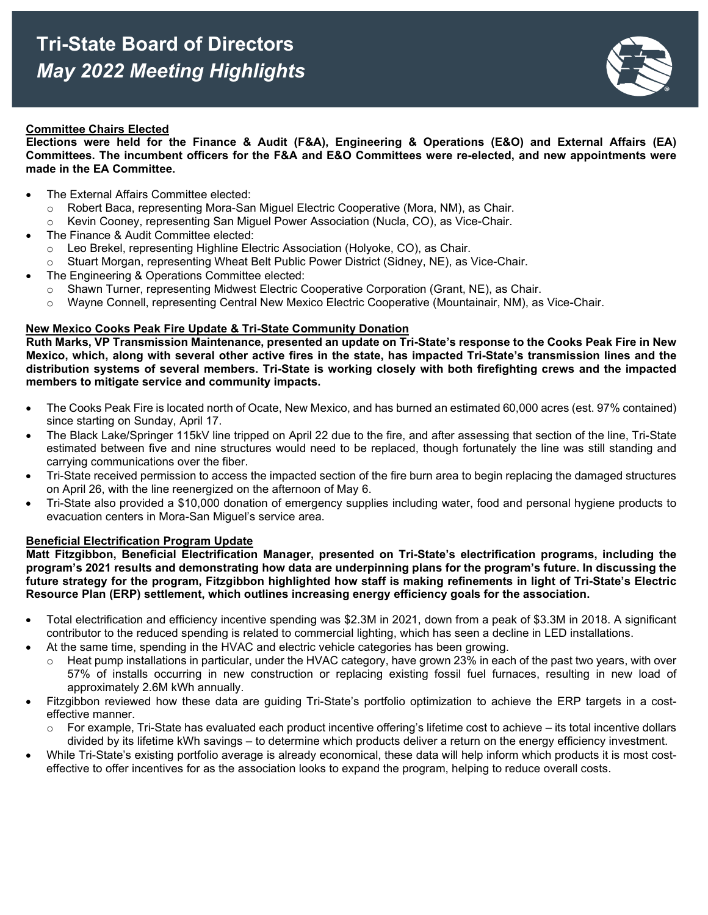# Tri-State Board of Directors
## *May 2022 Meeting Highlights*

**Committee Chairs Elected**

**Elections were held for the Finance & Audit (F&A), Engineering & Operations (E&O) and External Affairs (EA) Committees. The incumbent officers for the F&A and E&O Committees were re-elected, and new appointments were made in the EA Committee.**

- The External Affairs Committee elected:
  - Robert Baca, representing Mora-San Miguel Electric Cooperative (Mora, NM), as Chair.
  - Kevin Cooney, representing San Miguel Power Association (Nucla, CO), as Vice-Chair.
- The Finance & Audit Committee elected:
  - Leo Brekel, representing Highline Electric Association (Holyoke, CO), as Chair.
  - Stuart Morgan, representing Wheat Belt Public Power District (Sidney, NE), as Vice-Chair.
- The Engineering & Operations Committee elected:
  - Shawn Turner, representing Midwest Electric Cooperative Corporation (Grant, NE), as Chair.
  - Wayne Connell, representing Central New Mexico Electric Cooperative (Mountainair, NM), as Vice-Chair.

**New Mexico Cooks Peak Fire Update & Tri-State Community Donation**

**Ruth Marks, VP Transmission Maintenance, presented an update on Tri-State's response to the Cooks Peak Fire in New Mexico, which, along with several other active fires in the state, has impacted Tri-State's transmission lines and the distribution systems of several members. Tri-State is working closely with both firefighting crews and the impacted members to mitigate service and community impacts.**

- The Cooks Peak Fire is located north of Ocate, New Mexico, and has burned an estimated 60,000 acres (est. 97% contained) since starting on Sunday, April 17.
- The Black Lake/Springer 115kV line tripped on April 22 due to the fire, and after assessing that section of the line, Tri-State estimated between five and nine structures would need to be replaced, though fortunately the line was still standing and carrying communications over the fiber.
- Tri-State received permission to access the impacted section of the fire burn area to begin replacing the damaged structures on April 26, with the line reenergized on the afternoon of May 6.
- Tri-State also provided a $10,000 donation of emergency supplies including water, food and personal hygiene products to evacuation centers in Mora-San Miguel's service area.

**Beneficial Electrification Program Update**

**Matt Fitzgibbon, Beneficial Electrification Manager, presented on Tri-State's electrification programs, including the program's 2021 results and demonstrating how data are underpinning plans for the program's future. In discussing the future strategy for the program, Fitzgibbon highlighted how staff is making refinements in light of Tri-State's Electric Resource Plan (ERP) settlement, which outlines increasing energy efficiency goals for the association.**

- Total electrification and efficiency incentive spending was $2.3M in 2021, down from a peak of $3.3M in 2018. A significant contributor to the reduced spending is related to commercial lighting, which has seen a decline in LED installations.
- At the same time, spending in the HVAC and electric vehicle categories has been growing.
  - Heat pump installations in particular, under the HVAC category, have grown 23% in each of the past two years, with over 57% of installs occurring in new construction or replacing existing fossil fuel furnaces, resulting in new load of approximately 2.6M kWh annually.
- Fitzgibbon reviewed how these data are guiding Tri-State's portfolio optimization to achieve the ERP targets in a cost-effective manner.
  - For example, Tri-State has evaluated each product incentive offering's lifetime cost to achieve – its total incentive dollars divided by its lifetime kWh savings – to determine which products deliver a return on the energy efficiency investment.
- While Tri-State's existing portfolio average is already economical, these data will help inform which products it is most cost-effective to offer incentives for as the association looks to expand the program, helping to reduce overall costs.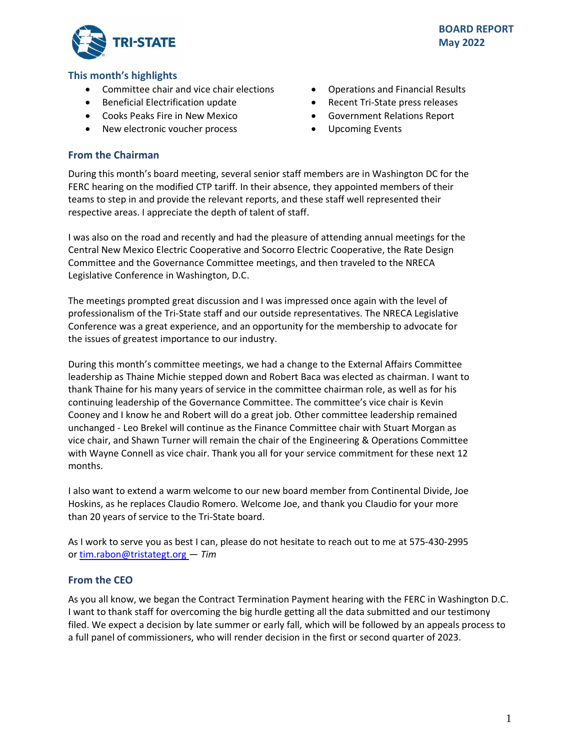**BOARD REPORT**
**May 2022**

## This month's highlights

- Committee chair and vice chair elections
- Beneficial Electrification update
- Cooks Peaks Fire in New Mexico
- New electronic voucher process
- Operations and Financial Results
- Recent Tri-State press releases
- Government Relations Report
- Upcoming Events

## From the Chairman

During this month's board meeting, several senior staff members are in Washington DC for the FERC hearing on the modified CTP tariff. In their absence, they appointed members of their teams to step in and provide the relevant reports, and these staff well represented their respective areas. I appreciate the depth of talent of staff.

I was also on the road and recently and had the pleasure of attending annual meetings for the Central New Mexico Electric Cooperative and Socorro Electric Cooperative, the Rate Design Committee and the Governance Committee meetings, and then traveled to the NRECA Legislative Conference in Washington, D.C.

The meetings prompted great discussion and I was impressed once again with the level of professionalism of the Tri-State staff and our outside representatives. The NRECA Legislative Conference was a great experience, and an opportunity for the membership to advocate for the issues of greatest importance to our industry.

During this month's committee meetings, we had a change to the External Affairs Committee leadership as Thaine Michie stepped down and Robert Baca was elected as chairman. I want to thank Thaine for his many years of service in the committee chairman role, as well as for his continuing leadership of the Governance Committee. The committee's vice chair is Kevin Cooney and I know he and Robert will do a great job. Other committee leadership remained unchanged - Leo Brekel will continue as the Finance Committee chair with Stuart Morgan as vice chair, and Shawn Turner will remain the chair of the Engineering & Operations Committee with Wayne Connell as vice chair. Thank you all for your service commitment for these next 12 months.

I also want to extend a warm welcome to our new board member from Continental Divide, Joe Hoskins, as he replaces Claudio Romero. Welcome Joe, and thank you Claudio for your more than 20 years of service to the Tri-State board.

As I work to serve you as best I can, please do not hesitate to reach out to me at 575-430-2995 or tim.rabon@tristategt.org — *Tim*

## From the CEO

As you all know, we began the Contract Termination Payment hearing with the FERC in Washington D.C. I want to thank staff for overcoming the big hurdle getting all the data submitted and our testimony filed. We expect a decision by late summer or early fall, which will be followed by an appeals process to a full panel of commissioners, who will render decision in the first or second quarter of 2023.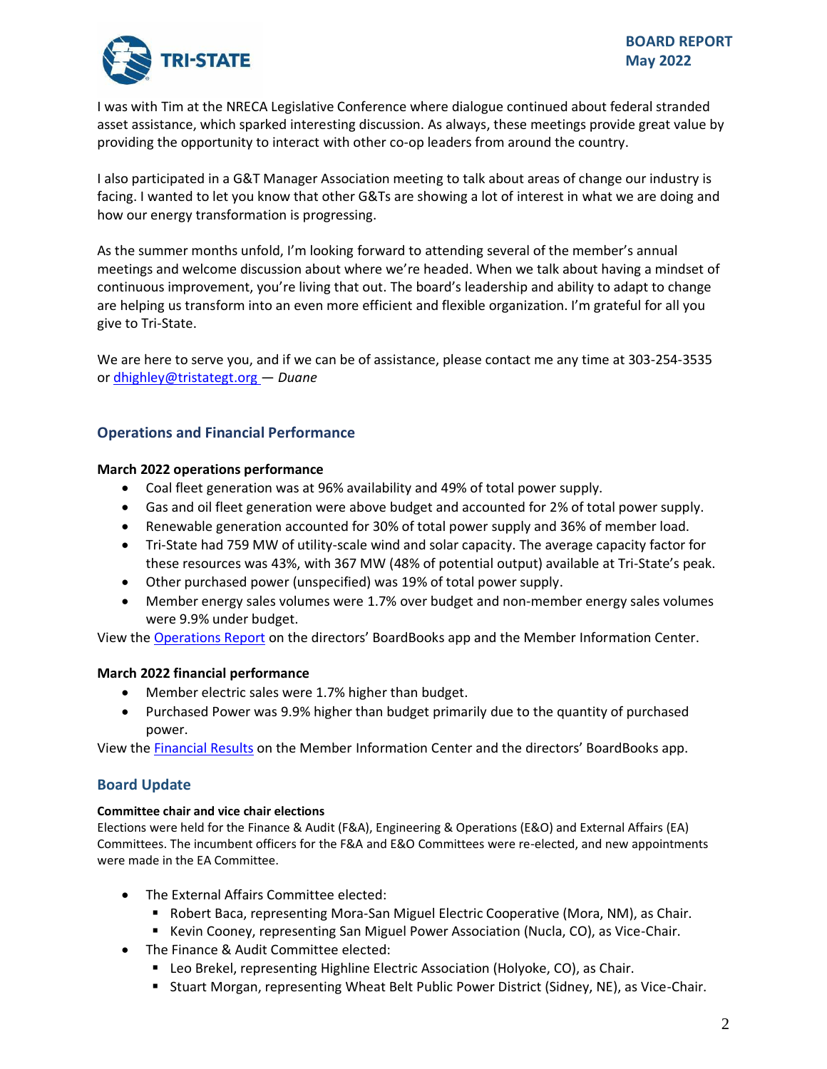I was with Tim at the NRECA Legislative Conference where dialogue continued about federal stranded asset assistance, which sparked interesting discussion. As always, these meetings provide great value by providing the opportunity to interact with other co-op leaders from around the country.

I also participated in a G&T Manager Association meeting to talk about areas of change our industry is facing. I wanted to let you know that other G&Ts are showing a lot of interest in what we are doing and how our energy transformation is progressing.

As the summer months unfold, I'm looking forward to attending several of the member's annual meetings and welcome discussion about where we're headed. When we talk about having a mindset of continuous improvement, you're living that out. The board's leadership and ability to adapt to change are helping us transform into an even more efficient and flexible organization. I'm grateful for all you give to Tri-State.

We are here to serve you, and if we can be of assistance, please contact me any time at 303-254-3535 or dhighley@tristategt.org — *Duane*

## Operations and Financial Performance

**March 2022 operations performance**

- Coal fleet generation was at 96% availability and 49% of total power supply.
- Gas and oil fleet generation were above budget and accounted for 2% of total power supply.
- Renewable generation accounted for 30% of total power supply and 36% of member load.
- Tri-State had 759 MW of utility-scale wind and solar capacity. The average capacity factor for these resources was 43%, with 367 MW (48% of potential output) available at Tri-State's peak.
- Other purchased power (unspecified) was 19% of total power supply.
- Member energy sales volumes were 1.7% over budget and non-member energy sales volumes were 9.9% under budget.

View the Operations Report on the directors' BoardBooks app and the Member Information Center.

**March 2022 financial performance**

- Member electric sales were 1.7% higher than budget.
- Purchased Power was 9.9% higher than budget primarily due to the quantity of purchased power.

View the Financial Results on the Member Information Center and the directors' BoardBooks app.

## Board Update

**Committee chair and vice chair elections**

Elections were held for the Finance & Audit (F&A), Engineering & Operations (E&O) and External Affairs (EA) Committees. The incumbent officers for the F&A and E&O Committees were re-elected, and new appointments were made in the EA Committee.

- The External Affairs Committee elected:
  - Robert Baca, representing Mora-San Miguel Electric Cooperative (Mora, NM), as Chair.
  - Kevin Cooney, representing San Miguel Power Association (Nucla, CO), as Vice-Chair.
- The Finance & Audit Committee elected:
  - Leo Brekel, representing Highline Electric Association (Holyoke, CO), as Chair.
  - Stuart Morgan, representing Wheat Belt Public Power District (Sidney, NE), as Vice-Chair.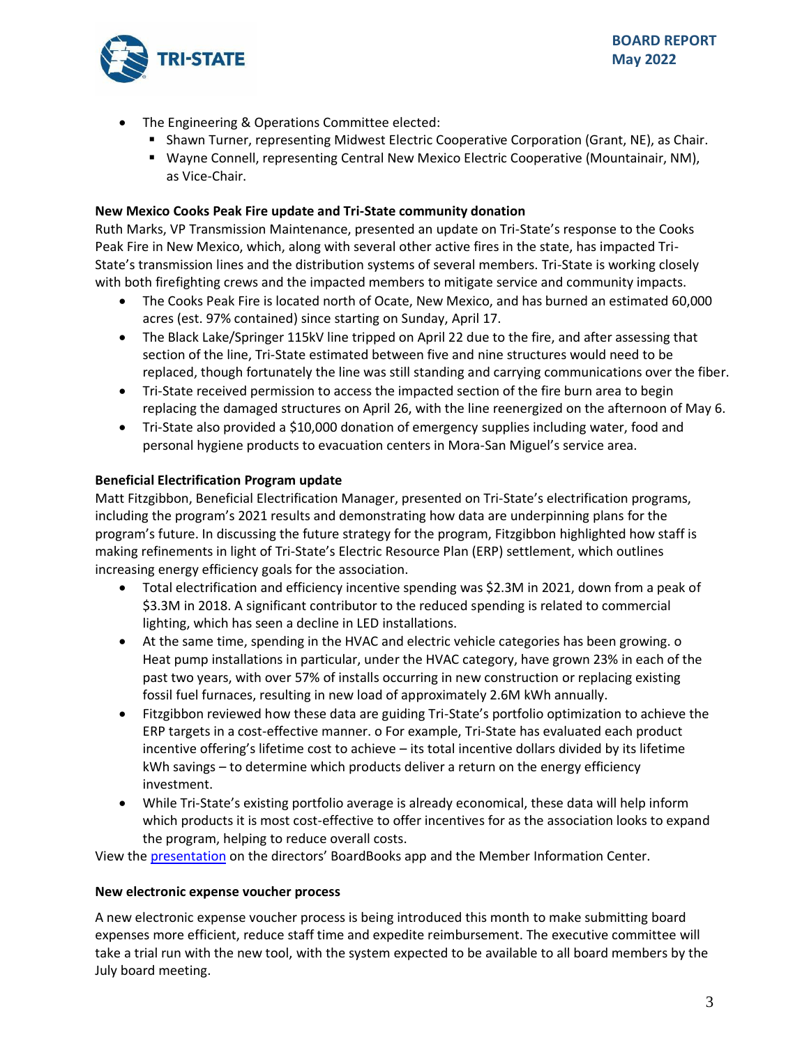- The Engineering & Operations Committee elected:
  - Shawn Turner, representing Midwest Electric Cooperative Corporation (Grant, NE), as Chair.
  - Wayne Connell, representing Central New Mexico Electric Cooperative (Mountainair, NM), as Vice-Chair.

**New Mexico Cooks Peak Fire update and Tri-State community donation**

Ruth Marks, VP Transmission Maintenance, presented an update on Tri-State's response to the Cooks Peak Fire in New Mexico, which, along with several other active fires in the state, has impacted Tri-State's transmission lines and the distribution systems of several members. Tri-State is working closely with both firefighting crews and the impacted members to mitigate service and community impacts.

- The Cooks Peak Fire is located north of Ocate, New Mexico, and has burned an estimated 60,000 acres (est. 97% contained) since starting on Sunday, April 17.
- The Black Lake/Springer 115kV line tripped on April 22 due to the fire, and after assessing that section of the line, Tri-State estimated between five and nine structures would need to be replaced, though fortunately the line was still standing and carrying communications over the fiber.
- Tri-State received permission to access the impacted section of the fire burn area to begin replacing the damaged structures on April 26, with the line reenergized on the afternoon of May 6.
- Tri-State also provided a $10,000 donation of emergency supplies including water, food and personal hygiene products to evacuation centers in Mora-San Miguel's service area.

**Beneficial Electrification Program update**

Matt Fitzgibbon, Beneficial Electrification Manager, presented on Tri-State's electrification programs, including the program's 2021 results and demonstrating how data are underpinning plans for the program's future. In discussing the future strategy for the program, Fitzgibbon highlighted how staff is making refinements in light of Tri-State's Electric Resource Plan (ERP) settlement, which outlines increasing energy efficiency goals for the association.

- Total electrification and efficiency incentive spending was $2.3M in 2021, down from a peak of $3.3M in 2018. A significant contributor to the reduced spending is related to commercial lighting, which has seen a decline in LED installations.
- At the same time, spending in the HVAC and electric vehicle categories has been growing. o Heat pump installations in particular, under the HVAC category, have grown 23% in each of the past two years, with over 57% of installs occurring in new construction or replacing existing fossil fuel furnaces, resulting in new load of approximately 2.6M kWh annually.
- Fitzgibbon reviewed how these data are guiding Tri-State's portfolio optimization to achieve the ERP targets in a cost-effective manner. o For example, Tri-State has evaluated each product incentive offering's lifetime cost to achieve – its total incentive dollars divided by its lifetime kWh savings – to determine which products deliver a return on the energy efficiency investment.
- While Tri-State's existing portfolio average is already economical, these data will help inform which products it is most cost-effective to offer incentives for as the association looks to expand the program, helping to reduce overall costs.

View the presentation on the directors' BoardBooks app and the Member Information Center.

**New electronic expense voucher process**

A new electronic expense voucher process is being introduced this month to make submitting board expenses more efficient, reduce staff time and expedite reimbursement. The executive committee will take a trial run with the new tool, with the system expected to be available to all board members by the July board meeting.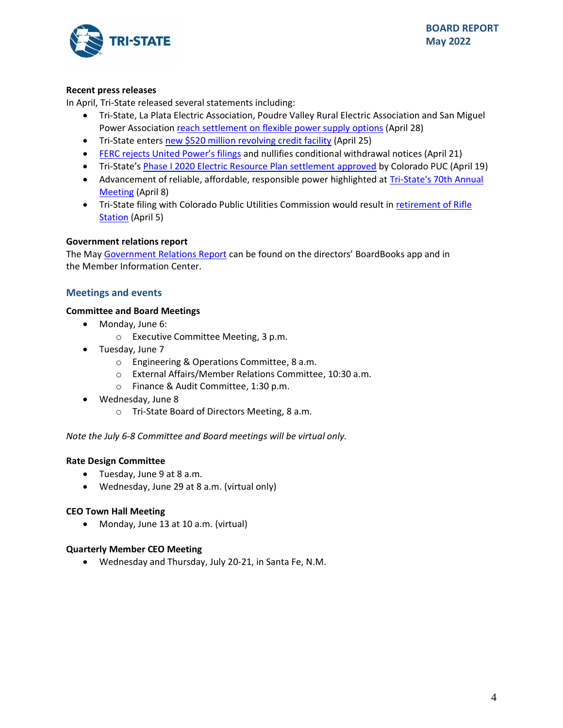**Recent press releases**

In April, Tri-State released several statements including:

- Tri-State, La Plata Electric Association, Poudre Valley Rural Electric Association and San Miguel Power Association reach settlement on flexible power supply options (April 28)
- Tri-State enters new $520 million revolving credit facility (April 25)
- FERC rejects United Power's filings and nullifies conditional withdrawal notices (April 21)
- Tri-State's Phase I 2020 Electric Resource Plan settlement approved by Colorado PUC (April 19)
- Advancement of reliable, affordable, responsible power highlighted at Tri-State's 70th Annual Meeting (April 8)
- Tri-State filing with Colorado Public Utilities Commission would result in retirement of Rifle Station (April 5)

**Government relations report**

The May Government Relations Report can be found on the directors' BoardBooks app and in the Member Information Center.

## Meetings and events

**Committee and Board Meetings**

- Monday, June 6:
  - Executive Committee Meeting, 3 p.m.
- Tuesday, June 7
  - Engineering & Operations Committee, 8 a.m.
  - External Affairs/Member Relations Committee, 10:30 a.m.
  - Finance & Audit Committee, 1:30 p.m.
- Wednesday, June 8
  - Tri-State Board of Directors Meeting, 8 a.m.

*Note the July 6-8 Committee and Board meetings will be virtual only.*

**Rate Design Committee**

- Tuesday, June 9 at 8 a.m.
- Wednesday, June 29 at 8 a.m. (virtual only)

**CEO Town Hall Meeting**

- Monday, June 13 at 10 a.m. (virtual)

**Quarterly Member CEO Meeting**

- Wednesday and Thursday, July 20-21, in Santa Fe, N.M.